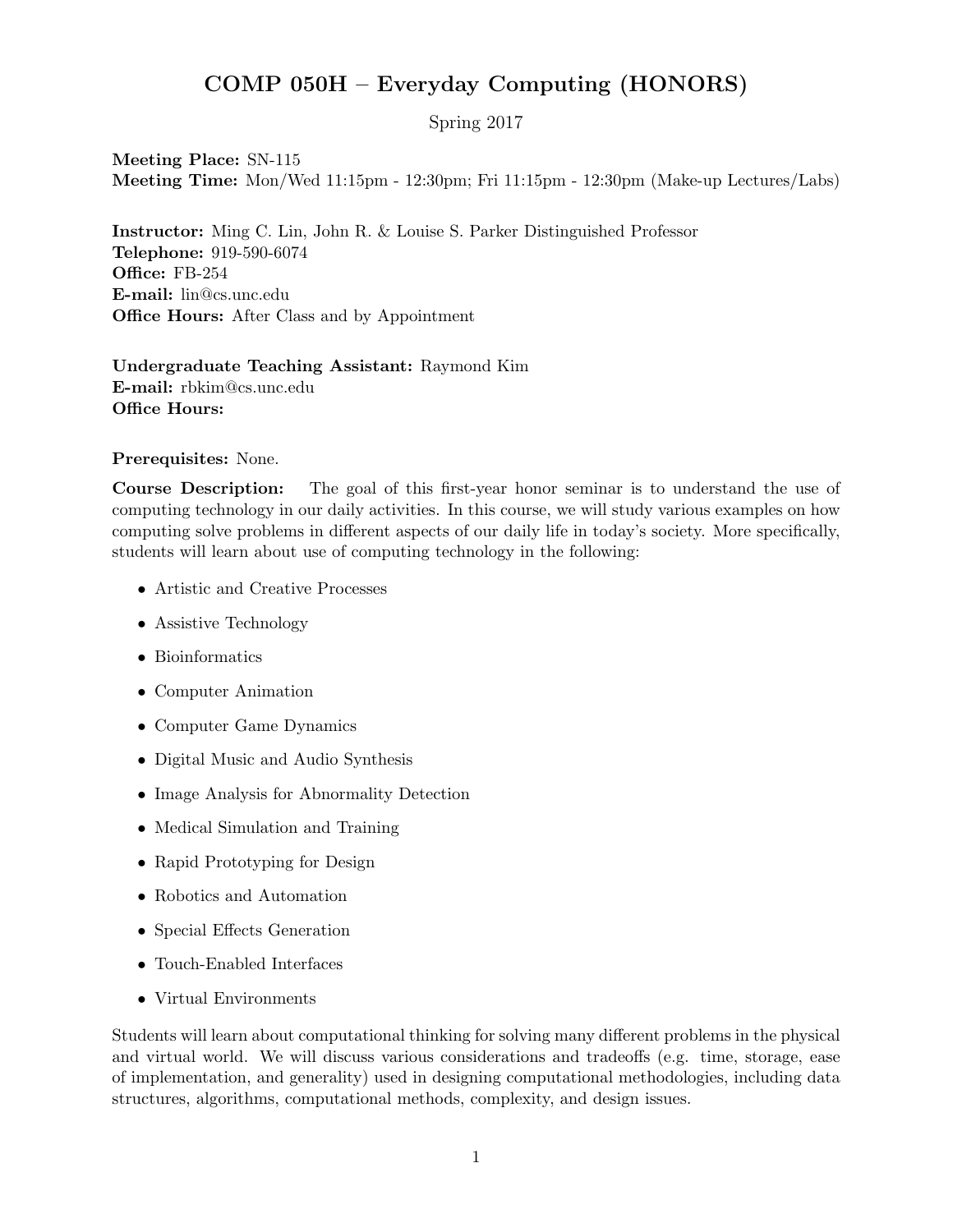# COMP 050H – Everyday Computing (HONORS)

Spring 2017

**Meeting Place:** SN-115
**Meeting Time:** Mon/Wed 11:15pm - 12:30pm; Fri 11:15pm - 12:30pm (Make-up Lectures/Labs)

**Instructor:** Ming C. Lin, John R. & Louise S. Parker Distinguished Professor
**Telephone:** 919-590-6074
**Office:** FB-254
**E-mail:** lin@cs.unc.edu
**Office Hours:** After Class and by Appointment

**Undergraduate Teaching Assistant:** Raymond Kim
**E-mail:** rbkim@cs.unc.edu
**Office Hours:**

**Prerequisites:** None.

**Course Description:** The goal of this first-year honor seminar is to understand the use of computing technology in our daily activities. In this course, we will study various examples on how computing solve problems in different aspects of our daily life in today's society. More specifically, students will learn about use of computing technology in the following:

- Artistic and Creative Processes
- Assistive Technology
- Bioinformatics
- Computer Animation
- Computer Game Dynamics
- Digital Music and Audio Synthesis
- Image Analysis for Abnormality Detection
- Medical Simulation and Training
- Rapid Prototyping for Design
- Robotics and Automation
- Special Effects Generation
- Touch-Enabled Interfaces
- Virtual Environments

Students will learn about computational thinking for solving many different problems in the physical and virtual world. We will discuss various considerations and tradeoffs (e.g. time, storage, ease of implementation, and generality) used in designing computational methodologies, including data structures, algorithms, computational methods, complexity, and design issues.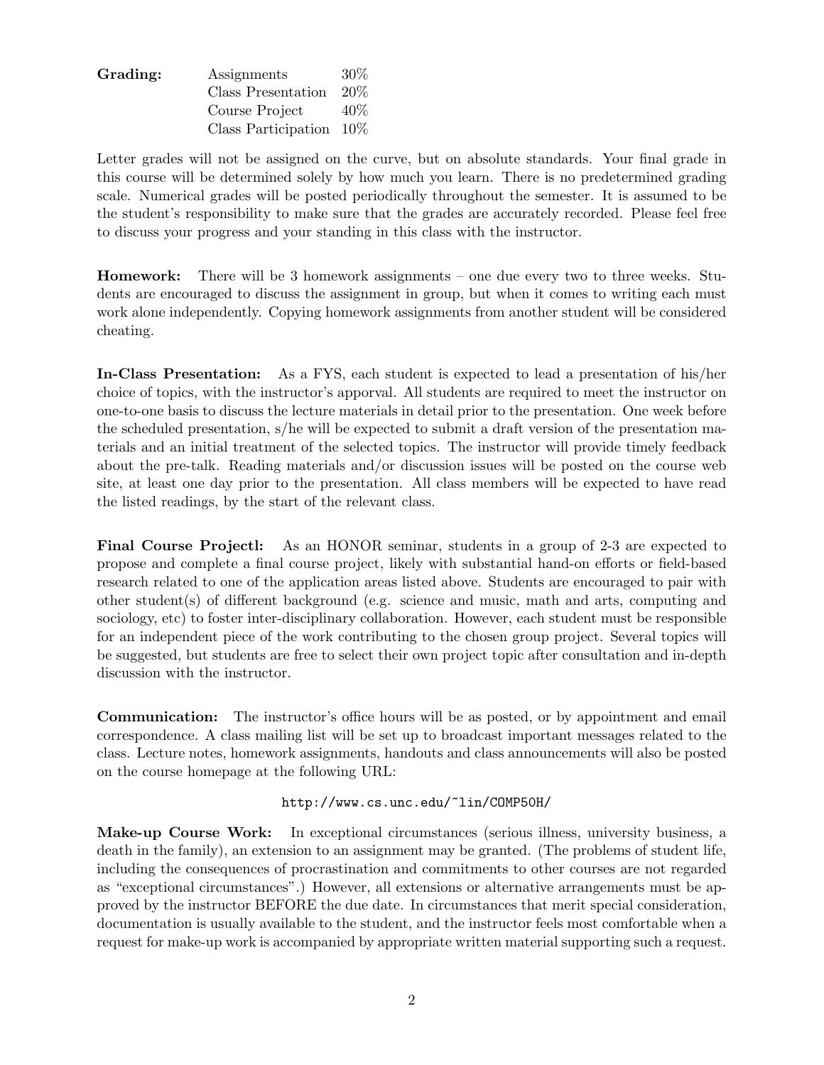**Grading:**

| | | |
|---|---|---|
| **Grading:** | Assignments | 30% |
| | Class Presentation | 20% |
| | Course Project | 40% |
| | Class Participation | 10% |

Letter grades will not be assigned on the curve, but on absolute standards. Your final grade in this course will be determined solely by how much you learn. There is no predetermined grading scale. Numerical grades will be posted periodically throughout the semester. It is assumed to be the student's responsibility to make sure that the grades are accurately recorded. Please feel free to discuss your progress and your standing in this class with the instructor.

**Homework:** There will be 3 homework assignments – one due every two to three weeks. Students are encouraged to discuss the assignment in group, but when it comes to writing each must work alone independently. Copying homework assignments from another student will be considered cheating.

**In-Class Presentation:** As a FYS, each student is expected to lead a presentation of his/her choice of topics, with the instructor's apporval. All students are required to meet the instructor on one-to-one basis to discuss the lecture materials in detail prior to the presentation. One week before the scheduled presentation, s/he will be expected to submit a draft version of the presentation materials and an initial treatment of the selected topics. The instructor will provide timely feedback about the pre-talk. Reading materials and/or discussion issues will be posted on the course web site, at least one day prior to the presentation. All class members will be expected to have read the listed readings, by the start of the relevant class.

**Final Course Projectl:** As an HONOR seminar, students in a group of 2-3 are expected to propose and complete a final course project, likely with substantial hand-on efforts or field-based research related to one of the application areas listed above. Students are encouraged to pair with other student(s) of different background (e.g. science and music, math and arts, computing and sociology, etc) to foster inter-disciplinary collaboration. However, each student must be responsible for an independent piece of the work contributing to the chosen group project. Several topics will be suggested, but students are free to select their own project topic after consultation and in-depth discussion with the instructor.

**Communication:** The instructor's office hours will be as posted, or by appointment and email correspondence. A class mailing list will be set up to broadcast important messages related to the class. Lecture notes, homework assignments, handouts and class announcements will also be posted on the course homepage at the following URL:

`http://www.cs.unc.edu/~lin/COMP50H/`

**Make-up Course Work:** In exceptional circumstances (serious illness, university business, a death in the family), an extension to an assignment may be granted. (The problems of student life, including the consequences of procrastination and commitments to other courses are not regarded as "exceptional circumstances".) However, all extensions or alternative arrangements must be approved by the instructor BEFORE the due date. In circumstances that merit special consideration, documentation is usually available to the student, and the instructor feels most comfortable when a request for make-up work is accompanied by appropriate written material supporting such a request.